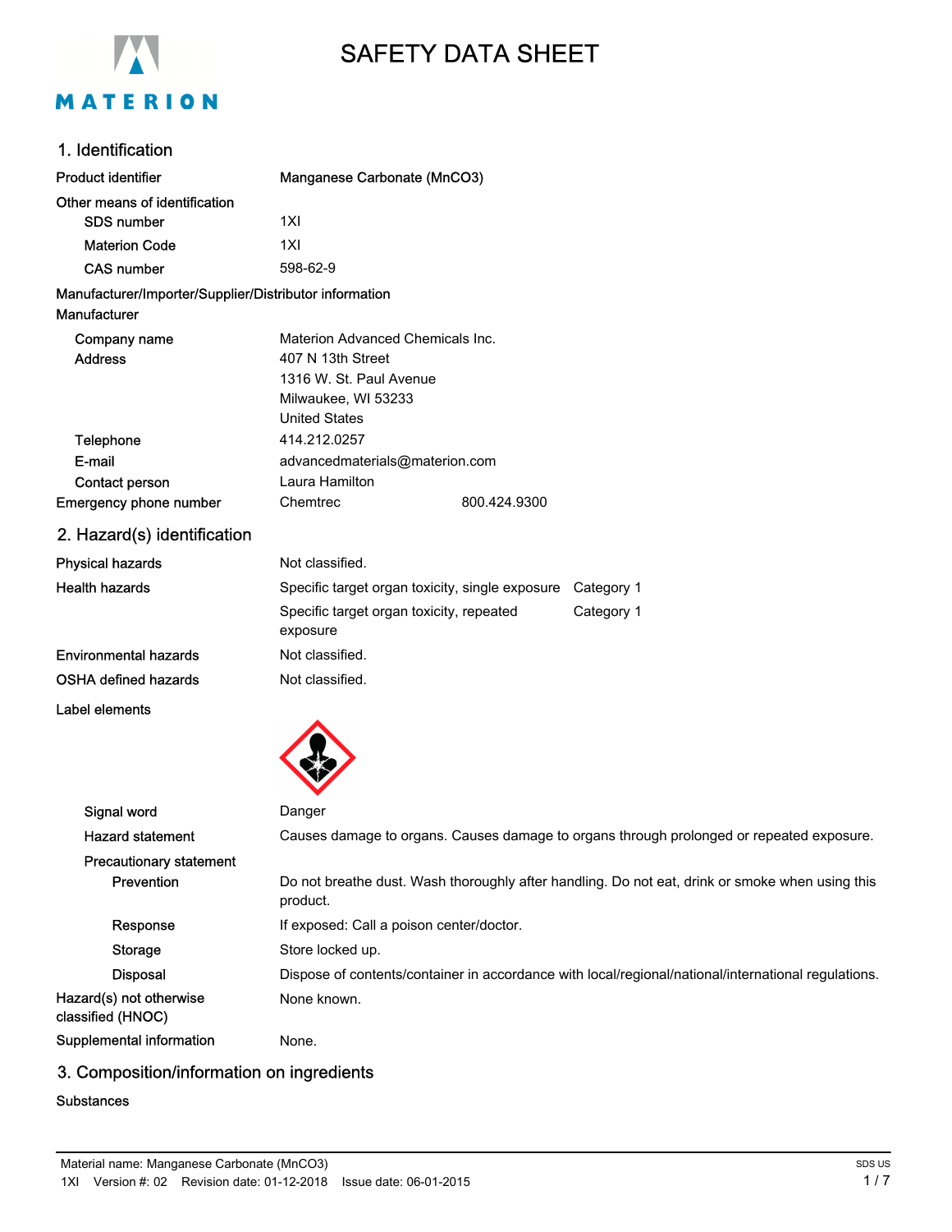# SAFETY DATA SHEET

## 1. Identification

| | |
|---|---|
| **Product identifier** | **Manganese Carbonate (MnCO3)** |
| **Other means of identification** | |
| SDS number | 1XI |
| Materion Code | 1XI |
| CAS number | 598-62-9 |

**Manufacturer/Importer/Supplier/Distributor information**

**Manufacturer**

| | |
|---|---|
| Company name | Materion Advanced Chemicals Inc. |
| Address | 407 N 13th Street<br>1316 W. St. Paul Avenue<br>Milwaukee, WI 53233<br>United States |
| Telephone | 414.212.0257 |
| E-mail | advancedmaterials@materion.com |
| Contact person | Laura Hamilton |
| Emergency phone number | Chemtrec 800.424.9300 |

## 2. Hazard(s) identification

| | | |
|---|---|---|
| **Physical hazards** | Not classified. | |
| **Health hazards** | Specific target organ toxicity, single exposure | Category 1 |
| | Specific target organ toxicity, repeated exposure | Category 1 |
| **Environmental hazards** | Not classified. | |
| **OSHA defined hazards** | Not classified. | |

**Label elements**

| | |
|---|---|
| Signal word | Danger |
| Hazard statement | Causes damage to organs. Causes damage to organs through prolonged or repeated exposure. |
| **Precautionary statement** | |
| Prevention | Do not breathe dust. Wash thoroughly after handling. Do not eat, drink or smoke when using this product. |
| Response | If exposed: Call a poison center/doctor. |
| Storage | Store locked up. |
| Disposal | Dispose of contents/container in accordance with local/regional/national/international regulations. |
| **Hazard(s) not otherwise classified (HNOC)** | None known. |
| **Supplemental information** | None. |

## 3. Composition/information on ingredients

**Substances**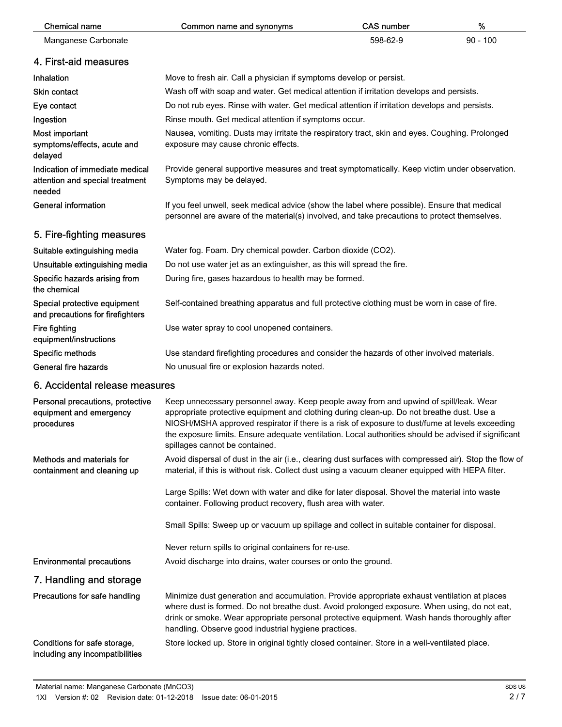| Chemical name | Common name and synonyms | CAS number | % |
| --- | --- | --- | --- |
| Manganese Carbonate | | 598-62-9 | 90 - 100 |

## 4. First-aid measures

| | |
| --- | --- |
| Inhalation | Move to fresh air. Call a physician if symptoms develop or persist. |
| Skin contact | Wash off with soap and water. Get medical attention if irritation develops and persists. |
| Eye contact | Do not rub eyes. Rinse with water. Get medical attention if irritation develops and persists. |
| Ingestion | Rinse mouth. Get medical attention if symptoms occur. |
| Most important symptoms/effects, acute and delayed | Nausea, vomiting. Dusts may irritate the respiratory tract, skin and eyes. Coughing. Prolonged exposure may cause chronic effects. |
| Indication of immediate medical attention and special treatment needed | Provide general supportive measures and treat symptomatically. Keep victim under observation. Symptoms may be delayed. |
| General information | If you feel unwell, seek medical advice (show the label where possible). Ensure that medical personnel are aware of the material(s) involved, and take precautions to protect themselves. |

## 5. Fire-fighting measures

| | |
| --- | --- |
| Suitable extinguishing media | Water fog. Foam. Dry chemical powder. Carbon dioxide ($CO_2$). |
| Unsuitable extinguishing media | Do not use water jet as an extinguisher, as this will spread the fire. |
| Specific hazards arising from the chemical | During fire, gases hazardous to health may be formed. |
| Special protective equipment and precautions for firefighters | Self-contained breathing apparatus and full protective clothing must be worn in case of fire. |
| Fire fighting equipment/instructions | Use water spray to cool unopened containers. |
| Specific methods | Use standard firefighting procedures and consider the hazards of other involved materials. |
| General fire hazards | No unusual fire or explosion hazards noted. |

## 6. Accidental release measures

**Personal precautions, protective equipment and emergency procedures**

Keep unnecessary personnel away. Keep people away from and upwind of spill/leak. Wear appropriate protective equipment and clothing during clean-up. Do not breathe dust. Use a NIOSH/MSHA approved respirator if there is a risk of exposure to dust/fume at levels exceeding the exposure limits. Ensure adequate ventilation. Local authorities should be advised if significant spillages cannot be contained.

**Methods and materials for containment and cleaning up**

Avoid dispersal of dust in the air (i.e., clearing dust surfaces with compressed air). Stop the flow of material, if this is without risk. Collect dust using a vacuum cleaner equipped with HEPA filter.

Large Spills: Wet down with water and dike for later disposal. Shovel the material into waste container. Following product recovery, flush area with water.

Small Spills: Sweep up or vacuum up spillage and collect in suitable container for disposal.

Never return spills to original containers for re-use.

**Environmental precautions**

Avoid discharge into drains, water courses or onto the ground.

## 7. Handling and storage

**Precautions for safe handling**

Minimize dust generation and accumulation. Provide appropriate exhaust ventilation at places where dust is formed. Do not breathe dust. Avoid prolonged exposure. When using, do not eat, drink or smoke. Wear appropriate personal protective equipment. Wash hands thoroughly after handling. Observe good industrial hygiene practices.

**Conditions for safe storage, including any incompatibilities**

Store locked up. Store in original tightly closed container. Store in a well-ventilated place.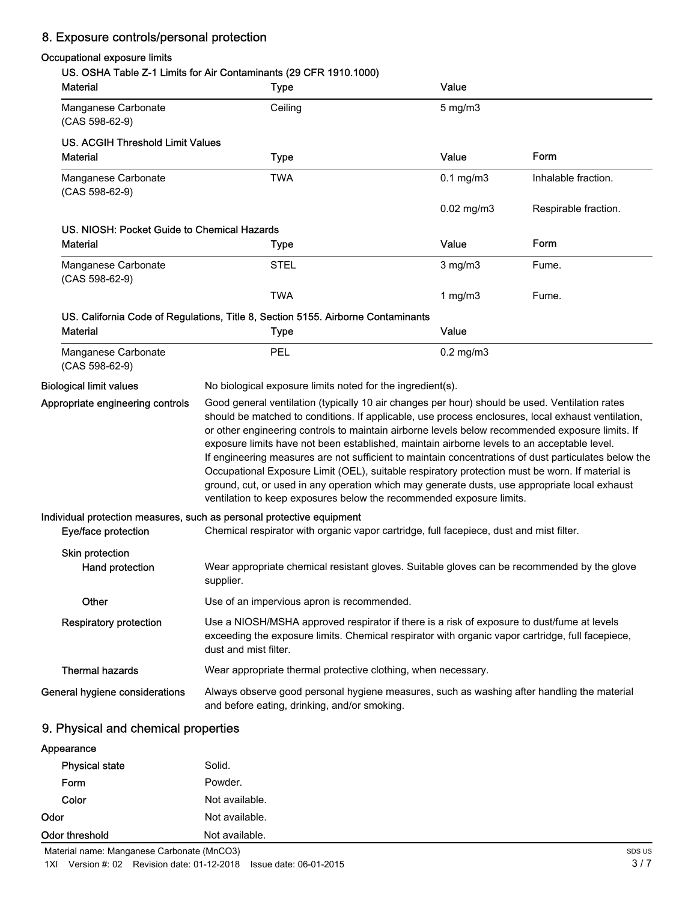## 8. Exposure controls/personal protection

### Occupational exposure limits

**US. OSHA Table Z-1 Limits for Air Contaminants (29 CFR 1910.1000)**

| Material | Type | Value |
|---|---|---|
| Manganese Carbonate (CAS 598-62-9) | Ceiling | 5 mg/m3 |

**US. ACGIH Threshold Limit Values**

| Material | Type | Value | Form |
|---|---|---|---|
| Manganese Carbonate (CAS 598-62-9) | TWA | 0.1 mg/m3 | Inhalable fraction. |
| | | 0.02 mg/m3 | Respirable fraction. |

**US. NIOSH: Pocket Guide to Chemical Hazards**

| Material | Type | Value | Form |
|---|---|---|---|
| Manganese Carbonate (CAS 598-62-9) | STEL | 3 mg/m3 | Fume. |
| | TWA | 1 mg/m3 | Fume. |

**US. California Code of Regulations, Title 8, Section 5155. Airborne Contaminants**

| Material | Type | Value |
|---|---|---|
| Manganese Carbonate (CAS 598-62-9) | PEL | 0.2 mg/m3 |

**Biological limit values** No biological exposure limits noted for the ingredient(s).

**Appropriate engineering controls** Good general ventilation (typically 10 air changes per hour) should be used. Ventilation rates should be matched to conditions. If applicable, use process enclosures, local exhaust ventilation, or other engineering controls to maintain airborne levels below recommended exposure limits. If exposure limits have not been established, maintain airborne levels to an acceptable level. If engineering measures are not sufficient to maintain concentrations of dust particulates below the Occupational Exposure Limit (OEL), suitable respiratory protection must be worn. If material is ground, cut, or used in any operation which may generate dusts, use appropriate local exhaust ventilation to keep exposures below the recommended exposure limits.

### Individual protection measures, such as personal protective equipment

**Eye/face protection** Chemical respirator with organic vapor cartridge, full facepiece, dust and mist filter.

**Skin protection**

**Hand protection** Wear appropriate chemical resistant gloves. Suitable gloves can be recommended by the glove supplier.

**Other** Use of an impervious apron is recommended.

**Respiratory protection** Use a NIOSH/MSHA approved respirator if there is a risk of exposure to dust/fume at levels exceeding the exposure limits. Chemical respirator with organic vapor cartridge, full facepiece, dust and mist filter.

**Thermal hazards** Wear appropriate thermal protective clothing, when necessary.

**General hygiene considerations** Always observe good personal hygiene measures, such as washing after handling the material and before eating, drinking, and/or smoking.

## 9. Physical and chemical properties

**Appearance**

**Physical state** Solid.

**Form** Powder.

**Color** Not available.

**Odor** Not available.

**Odor threshold** Not available.

Material name: Manganese Carbonate ($MnCO_3$)

1XI Version #: 02 Revision date: 01-12-2018 Issue date: 06-01-2015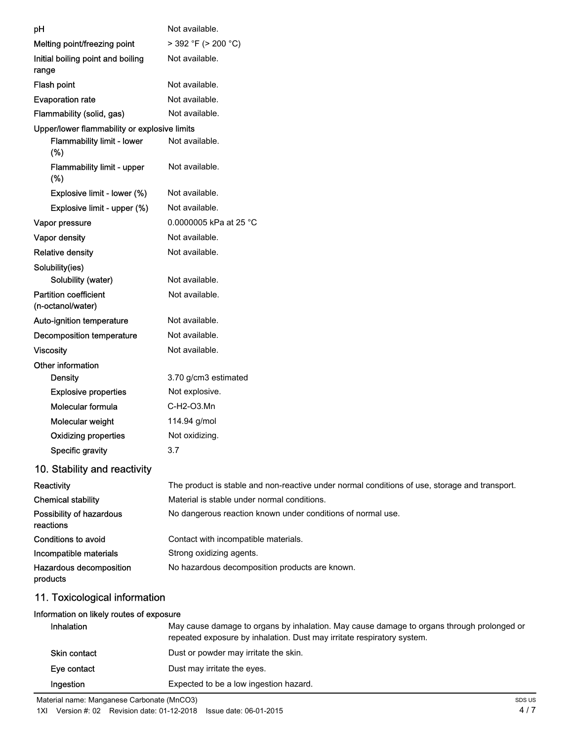| | |
|---|---|
| pH | Not available. |
| Melting point/freezing point | > 392 °F (> 200 °C) |
| Initial boiling point and boiling range | Not available. |
| Flash point | Not available. |
| Evaporation rate | Not available. |
| Flammability (solid, gas) | Not available. |
| **Upper/lower flammability or explosive limits** | |
| Flammability limit - lower (%) | Not available. |
| Flammability limit - upper (%) | Not available. |
| Explosive limit - lower (%) | Not available. |
| Explosive limit - upper (%) | Not available. |
| Vapor pressure | 0.0000005 kPa at 25 °C |
| Vapor density | Not available. |
| Relative density | Not available. |
| **Solubility(ies)** | |
| Solubility (water) | Not available. |
| Partition coefficient (n-octanol/water) | Not available. |
| Auto-ignition temperature | Not available. |
| Decomposition temperature | Not available. |
| Viscosity | Not available. |
| **Other information** | |
| Density | 3.70 g/cm3 estimated |
| Explosive properties | Not explosive. |
| Molecular formula | C-H2-O3.Mn |
| Molecular weight | 114.94 g/mol |
| Oxidizing properties | Not oxidizing. |
| Specific gravity | 3.7 |

## 10. Stability and reactivity

| | |
|---|---|
| Reactivity | The product is stable and non-reactive under normal conditions of use, storage and transport. |
| Chemical stability | Material is stable under normal conditions. |
| Possibility of hazardous reactions | No dangerous reaction known under conditions of normal use. |
| Conditions to avoid | Contact with incompatible materials. |
| Incompatible materials | Strong oxidizing agents. |
| Hazardous decomposition products | No hazardous decomposition products are known. |

## 11. Toxicological information

**Information on likely routes of exposure**

| | |
|---|---|
| Inhalation | May cause damage to organs by inhalation. May cause damage to organs through prolonged or repeated exposure by inhalation. Dust may irritate respiratory system. |
| Skin contact | Dust or powder may irritate the skin. |
| Eye contact | Dust may irritate the eyes. |
| Ingestion | Expected to be a low ingestion hazard. |

Material name: Manganese Carbonate (MnCO3)
1XI Version #: 02 Revision date: 01-12-2018 Issue date: 06-01-2015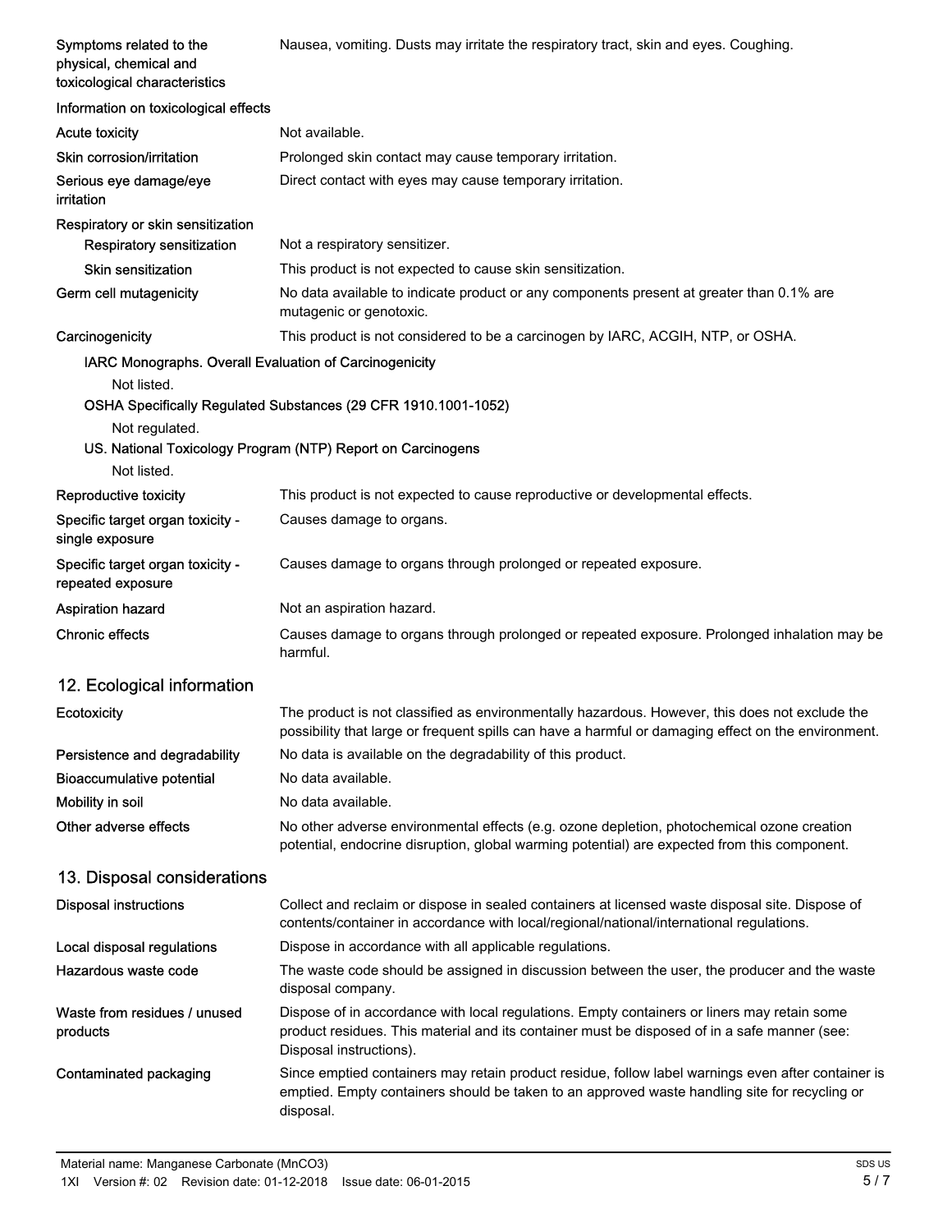| | |
|---|---|
| **Symptoms related to the physical, chemical and toxicological characteristics** | Nausea, vomiting. Dusts may irritate the respiratory tract, skin and eyes. Coughing. |

**Information on toxicological effects**

| | |
|---|---|
| **Acute toxicity** | Not available. |
| **Skin corrosion/irritation** | Prolonged skin contact may cause temporary irritation. |
| **Serious eye damage/eye irritation** | Direct contact with eyes may cause temporary irritation. |

**Respiratory or skin sensitization**

| | |
|---|---|
| **Respiratory sensitization** | Not a respiratory sensitizer. |
| **Skin sensitization** | This product is not expected to cause skin sensitization. |
| **Germ cell mutagenicity** | No data available to indicate product or any components present at greater than 0.1% are mutagenic or genotoxic. |
| **Carcinogenicity** | This product is not considered to be a carcinogen by IARC, ACGIH, NTP, or OSHA. |

**IARC Monographs. Overall Evaluation of Carcinogenicity**

Not listed.

**OSHA Specifically Regulated Substances (29 CFR 1910.1001-1052)**

Not regulated.

**US. National Toxicology Program (NTP) Report on Carcinogens**

Not listed.

| | |
|---|---|
| **Reproductive toxicity** | This product is not expected to cause reproductive or developmental effects. |
| **Specific target organ toxicity - single exposure** | Causes damage to organs. |
| **Specific target organ toxicity - repeated exposure** | Causes damage to organs through prolonged or repeated exposure. |
| **Aspiration hazard** | Not an aspiration hazard. |
| **Chronic effects** | Causes damage to organs through prolonged or repeated exposure. Prolonged inhalation may be harmful. |

## 12. Ecological information

| | |
|---|---|
| **Ecotoxicity** | The product is not classified as environmentally hazardous. However, this does not exclude the possibility that large or frequent spills can have a harmful or damaging effect on the environment. |
| **Persistence and degradability** | No data is available on the degradability of this product. |
| **Bioaccumulative potential** | No data available. |
| **Mobility in soil** | No data available. |
| **Other adverse effects** | No other adverse environmental effects (e.g. ozone depletion, photochemical ozone creation potential, endocrine disruption, global warming potential) are expected from this component. |

## 13. Disposal considerations

| | |
|---|---|
| **Disposal instructions** | Collect and reclaim or dispose in sealed containers at licensed waste disposal site. Dispose of contents/container in accordance with local/regional/national/international regulations. |
| **Local disposal regulations** | Dispose in accordance with all applicable regulations. |
| **Hazardous waste code** | The waste code should be assigned in discussion between the user, the producer and the waste disposal company. |
| **Waste from residues / unused products** | Dispose of in accordance with local regulations. Empty containers or liners may retain some product residues. This material and its container must be disposed of in a safe manner (see: Disposal instructions). |
| **Contaminated packaging** | Since emptied containers may retain product residue, follow label warnings even after container is emptied. Empty containers should be taken to an approved waste handling site for recycling or disposal. |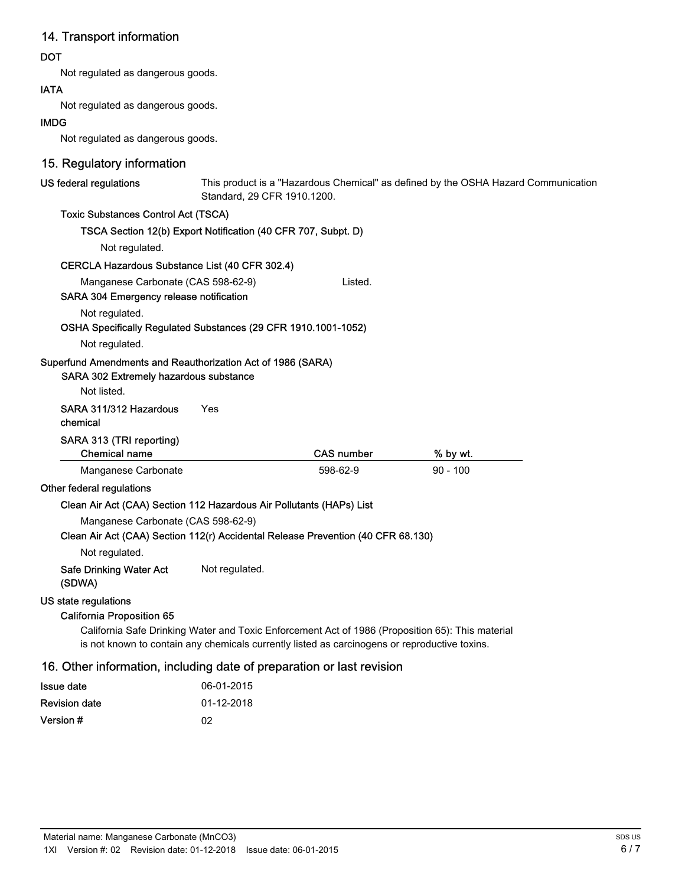## 14. Transport information

**DOT**

Not regulated as dangerous goods.

**IATA**

Not regulated as dangerous goods.

**IMDG**

Not regulated as dangerous goods.

## 15. Regulatory information

**US federal regulations**

This product is a "Hazardous Chemical" as defined by the OSHA Hazard Communication Standard, 29 CFR 1910.1200.

**Toxic Substances Control Act (TSCA)**

**TSCA Section 12(b) Export Notification (40 CFR 707, Subpt. D)**

Not regulated.

**CERCLA Hazardous Substance List (40 CFR 302.4)**

Manganese Carbonate (CAS 598-62-9) Listed.

**SARA 304 Emergency release notification**

Not regulated.

**OSHA Specifically Regulated Substances (29 CFR 1910.1001-1052)**

Not regulated.

**Superfund Amendments and Reauthorization Act of 1986 (SARA)**

**SARA 302 Extremely hazardous substance**

Not listed.

**SARA 311/312 Hazardous chemical** Yes

**SARA 313 (TRI reporting)**

| Chemical name | CAS number | % by wt. |
|---|---|---|
| Manganese Carbonate | 598-62-9 | 90 - 100 |

**Other federal regulations**

**Clean Air Act (CAA) Section 112 Hazardous Air Pollutants (HAPs) List**

Manganese Carbonate (CAS 598-62-9)

**Clean Air Act (CAA) Section 112(r) Accidental Release Prevention (40 CFR 68.130)**

Not regulated.

**Safe Drinking Water Act (SDWA)** Not regulated.

**US state regulations**

**California Proposition 65**

California Safe Drinking Water and Toxic Enforcement Act of 1986 (Proposition 65): This material is not known to contain any chemicals currently listed as carcinogens or reproductive toxins.

## 16. Other information, including date of preparation or last revision

| | |
|---|---|
| **Issue date** | 06-01-2015 |
| **Revision date** | 01-12-2018 |
| **Version #** | 02 |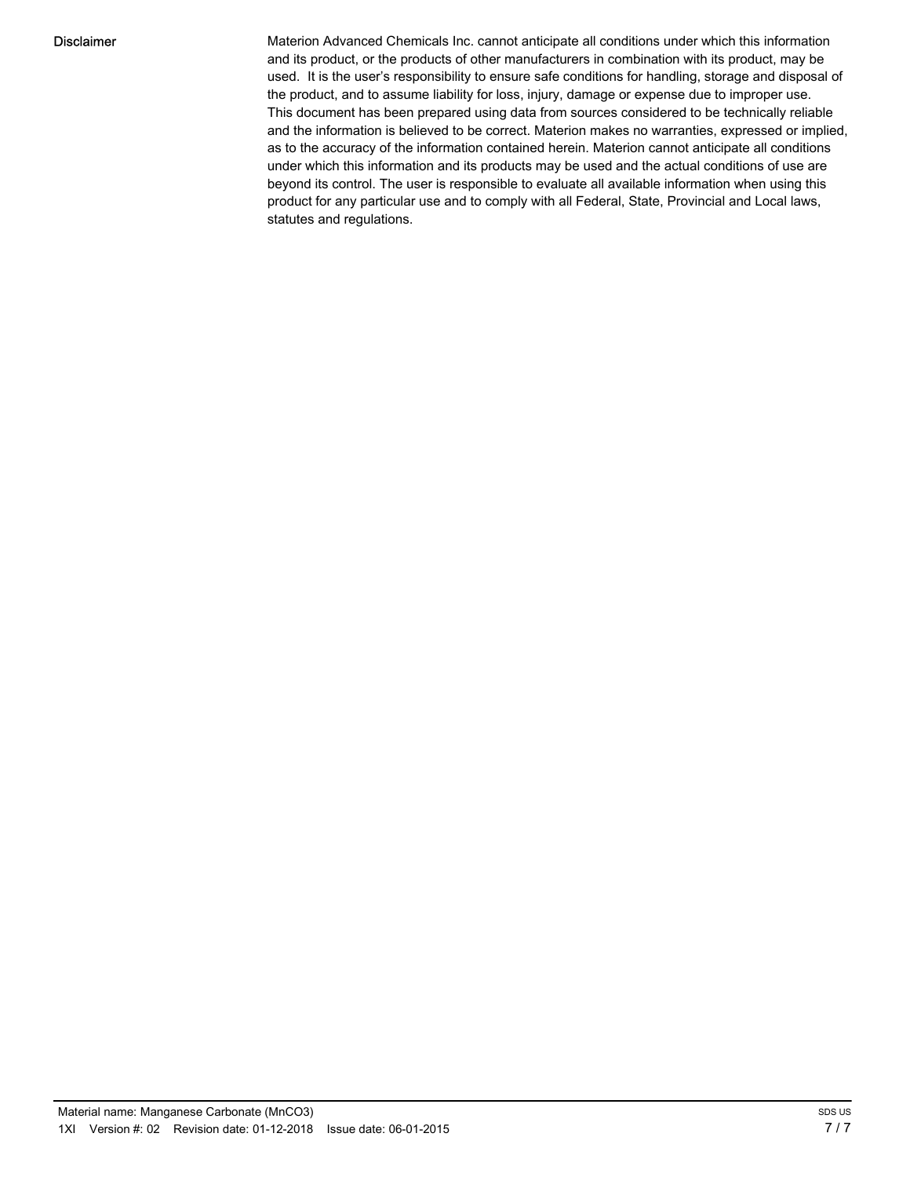**Disclaimer**

Materion Advanced Chemicals Inc. cannot anticipate all conditions under which this information and its product, or the products of other manufacturers in combination with its product, may be used. It is the user's responsibility to ensure safe conditions for handling, storage and disposal of the product, and to assume liability for loss, injury, damage or expense due to improper use. This document has been prepared using data from sources considered to be technically reliable and the information is believed to be correct. Materion makes no warranties, expressed or implied, as to the accuracy of the information contained herein. Materion cannot anticipate all conditions under which this information and its products may be used and the actual conditions of use are beyond its control. The user is responsible to evaluate all available information when using this product for any particular use and to comply with all Federal, State, Provincial and Local laws, statutes and regulations.